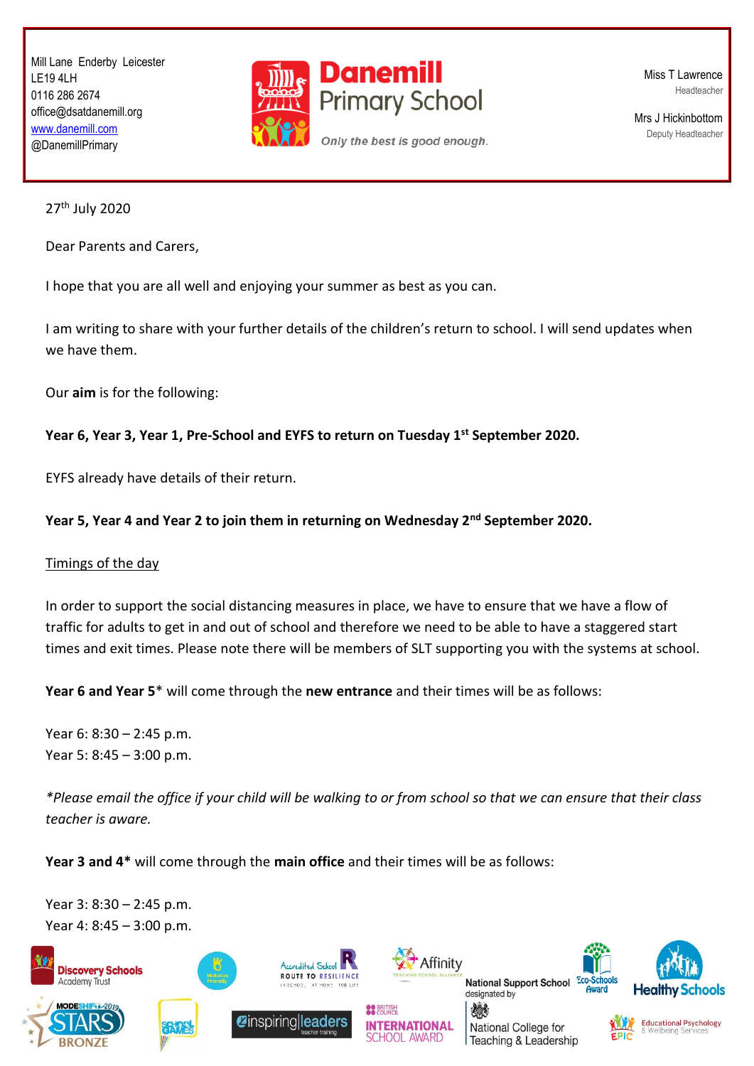Mill Lane Enderby Leicester
LE19 4LH
0116 286 2674
office@dsatdanemill.org
www.danemill.com
@DanemillPrimary

**Danemill Primary School**

*Only the best is good enough.*

Miss T Lawrence
Headteacher

Mrs J Hickinbottom
Deputy Headteacher

27th July 2020

Dear Parents and Carers,

I hope that you are all well and enjoying your summer as best as you can.

I am writing to share with your further details of the children's return to school. I will send updates when we have them.

Our **aim** is for the following:

**Year 6, Year 3, Year 1, Pre-School and EYFS to return on Tuesday 1st September 2020.**

EYFS already have details of their return.

**Year 5, Year 4 and Year 2 to join them in returning on Wednesday 2nd September 2020.**

Timings of the day

In order to support the social distancing measures in place, we have to ensure that we have a flow of traffic for adults to get in and out of school and therefore we need to be able to have a staggered start times and exit times. Please note there will be members of SLT supporting you with the systems at school.

**Year 6 and Year 5*** will come through the **new entrance** and their times will be as follows:

Year 6: 8:30 – 2:45 p.m.
Year 5: 8:45 – 3:00 p.m.

**Please email the office if your child will be walking to or from school so that we can ensure that their class teacher is aware.*

**Year 3 and 4*** will come through the **main office** and their times will be as follows:

Year 3: 8:30 – 2:45 p.m.
Year 4: 8:45 – 3:00 p.m.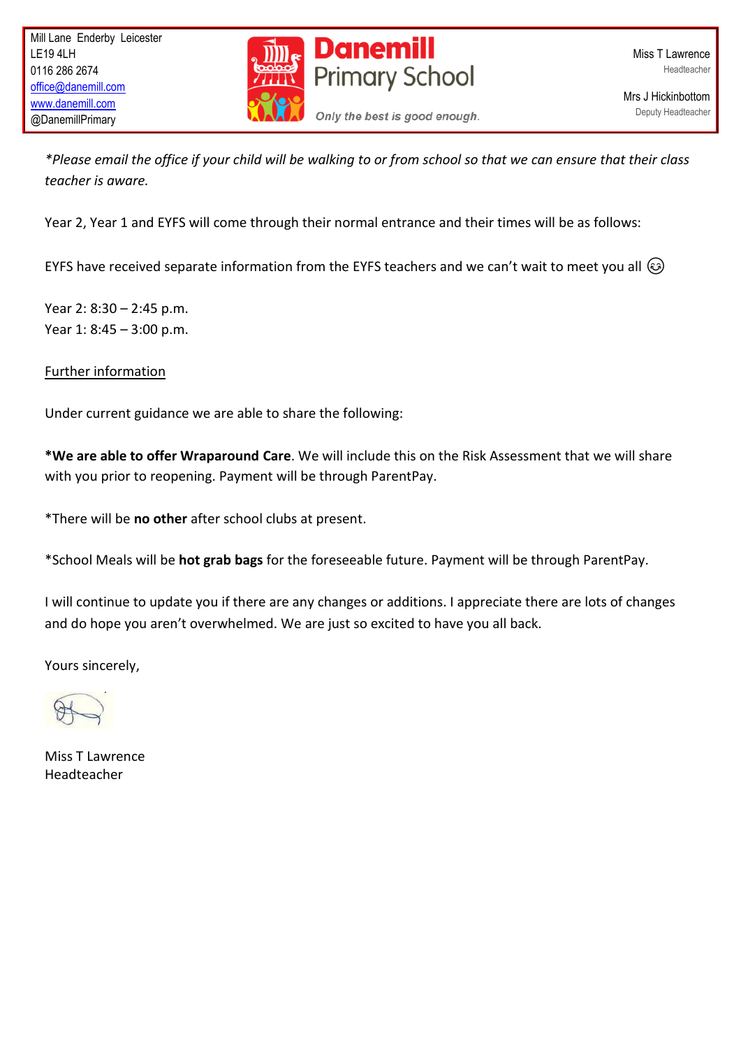Mill Lane Enderby Leicester
LE19 4LH
0116 286 2674
office@danemill.com
www.danemill.com
@DanemillPrimary

**Danemill Primary School**
*Only the best is good enough.*

Miss T Lawrence
Headteacher

Mrs J Hickinbottom
Deputy Headteacher

*\*Please email the office if your child will be walking to or from school so that we can ensure that their class teacher is aware.*

Year 2, Year 1 and EYFS will come through their normal entrance and their times will be as follows:

EYFS have received separate information from the EYFS teachers and we can't wait to meet you all ☺

Year 2: 8:30 – 2:45 p.m.
Year 1: 8:45 – 3:00 p.m.

Further information

Under current guidance we are able to share the following:

**\*We are able to offer Wraparound Care**. We will include this on the Risk Assessment that we will share with you prior to reopening. Payment will be through ParentPay.

\*There will be **no other** after school clubs at present.

\*School Meals will be **hot grab bags** for the foreseeable future. Payment will be through ParentPay.

I will continue to update you if there are any changes or additions. I appreciate there are lots of changes and do hope you aren't overwhelmed. We are just so excited to have you all back.

Yours sincerely,

Miss T Lawrence
Headteacher